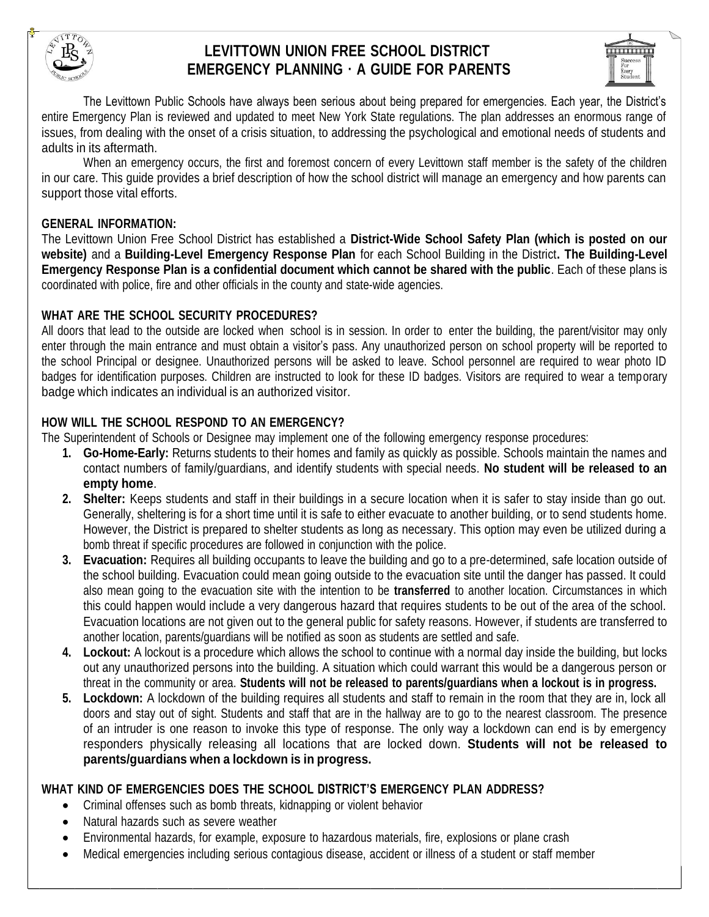# LEVITTOWN UNION FREE SCHOOL DISTRICT
## EMERGENCY PLANNING · A GUIDE FOR PARENTS

The Levittown Public Schools have always been serious about being prepared for emergencies. Each year, the District's entire Emergency Plan is reviewed and updated to meet New York State regulations. The plan addresses an enormous range of issues, from dealing with the onset of a crisis situation, to addressing the psychological and emotional needs of students and adults in its aftermath.

When an emergency occurs, the first and foremost concern of every Levittown staff member is the safety of the children in our care. This guide provides a brief description of how the school district will manage an emergency and how parents can support those vital efforts.

### GENERAL INFORMATION:

The Levittown Union Free School District has established a **District-Wide School Safety Plan (which is posted on our website)** and a **Building-Level Emergency Response Plan** for each School Building in the District**. The Building-Level Emergency Response Plan is a confidential document which cannot be shared with the public**. Each of these plans is coordinated with police, fire and other officials in the county and state-wide agencies.

### WHAT ARE THE SCHOOL SECURITY PROCEDURES?

All doors that lead to the outside are locked when school is in session. In order to enter the building, the parent/visitor may only enter through the main entrance and must obtain a visitor's pass. Any unauthorized person on school property will be reported to the school Principal or designee. Unauthorized persons will be asked to leave. School personnel are required to wear photo ID badges for identification purposes. Children are instructed to look for these ID badges. Visitors are required to wear a temporary badge which indicates an individual is an authorized visitor.

### HOW WILL THE SCHOOL RESPOND TO AN EMERGENCY?

The Superintendent of Schools or Designee may implement one of the following emergency response procedures:

1. **Go-Home-Early:** Returns students to their homes and family as quickly as possible. Schools maintain the names and contact numbers of family/guardians, and identify students with special needs. **No student will be released to an empty home**.
2. **Shelter:** Keeps students and staff in their buildings in a secure location when it is safer to stay inside than go out. Generally, sheltering is for a short time until it is safe to either evacuate to another building, or to send students home. However, the District is prepared to shelter students as long as necessary. This option may even be utilized during a bomb threat if specific procedures are followed in conjunction with the police.
3. **Evacuation:** Requires all building occupants to leave the building and go to a pre-determined, safe location outside of the school building. Evacuation could mean going outside to the evacuation site until the danger has passed. It could also mean going to the evacuation site with the intention to be **transferred** to another location. Circumstances in which this could happen would include a very dangerous hazard that requires students to be out of the area of the school. Evacuation locations are not given out to the general public for safety reasons. However, if students are transferred to another location, parents/guardians will be notified as soon as students are settled and safe.
4. **Lockout:** A lockout is a procedure which allows the school to continue with a normal day inside the building, but locks out any unauthorized persons into the building. A situation which could warrant this would be a dangerous person or threat in the community or area. **Students will not be released to parents/guardians when a lockout is in progress.**
5. **Lockdown:** A lockdown of the building requires all students and staff to remain in the room that they are in, lock all doors and stay out of sight. Students and staff that are in the hallway are to go to the nearest classroom. The presence of an intruder is one reason to invoke this type of response. The only way a lockdown can end is by emergency responders physically releasing all locations that are locked down. **Students will not be released to parents/guardians when a lockdown is in progress.**

### WHAT KIND OF EMERGENCIES DOES THE SCHOOL DISTRICT'S EMERGENCY PLAN ADDRESS?

- Criminal offenses such as bomb threats, kidnapping or violent behavior
- Natural hazards such as severe weather
- Environmental hazards, for example, exposure to hazardous materials, fire, explosions or plane crash
- Medical emergencies including serious contagious disease, accident or illness of a student or staff member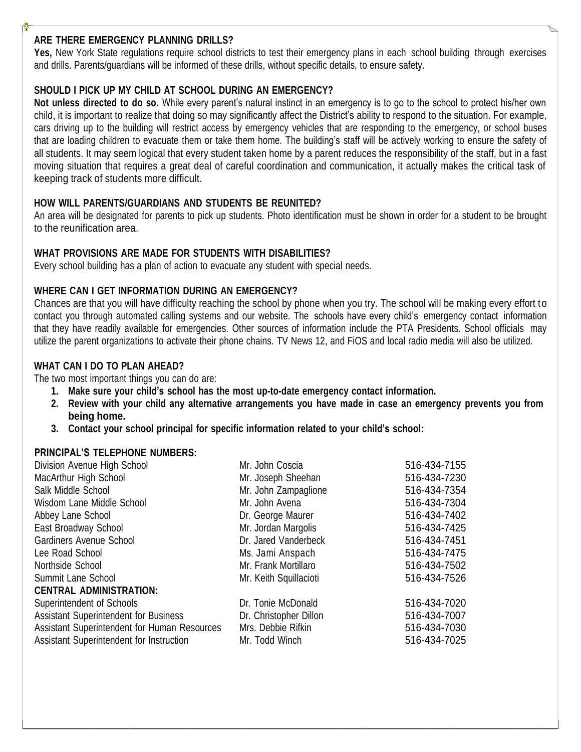### ARE THERE EMERGENCY PLANNING DRILLS?

**Yes,** New York State regulations require school districts to test their emergency plans in each school building through exercises and drills. Parents/guardians will be informed of these drills, without specific details, to ensure safety.

### SHOULD I PICK UP MY CHILD AT SCHOOL DURING AN EMERGENCY?

**Not unless directed to do so.** While every parent's natural instinct in an emergency is to go to the school to protect his/her own child, it is important to realize that doing so may significantly affect the District's ability to respond to the situation. For example, cars driving up to the building will restrict access by emergency vehicles that are responding to the emergency, or school buses that are loading children to evacuate them or take them home. The building's staff will be actively working to ensure the safety of all students. It may seem logical that every student taken home by a parent reduces the responsibility of the staff, but in a fast moving situation that requires a great deal of careful coordination and communication, it actually makes the critical task of keeping track of students more difficult.

### HOW WILL PARENTS/GUARDIANS AND STUDENTS BE REUNITED?

An area will be designated for parents to pick up students. Photo identification must be shown in order for a student to be brought to the reunification area.

### WHAT PROVISIONS ARE MADE FOR STUDENTS WITH DISABILITIES?

Every school building has a plan of action to evacuate any student with special needs.

### WHERE CAN I GET INFORMATION DURING AN EMERGENCY?

Chances are that you will have difficulty reaching the school by phone when you try. The school will be making every effort to contact you through automated calling systems and our website. The schools have every child's emergency contact information that they have readily available for emergencies. Other sources of information include the PTA Presidents. School officials may utilize the parent organizations to activate their phone chains. TV News 12, and FiOS and local radio media will also be utilized.

### WHAT CAN I DO TO PLAN AHEAD?

The two most important things you can do are:

1. **Make sure your child's school has the most up-to-date emergency contact information.**
2. **Review with your child any alternative arrangements you have made in case an emergency prevents you from being home.**
3. **Contact your school principal for specific information related to your child's school:**

**PRINCIPAL'S TELEPHONE NUMBERS:**

| | | |
|---|---|---|
| Division Avenue High School | Mr. John Coscia | 516-434-7155 |
| MacArthur High School | Mr. Joseph Sheehan | 516-434-7230 |
| Salk Middle School | Mr. John Zampaglione | 516-434-7354 |
| Wisdom Lane Middle School | Mr. John Avena | 516-434-7304 |
| Abbey Lane School | Dr. George Maurer | 516-434-7402 |
| East Broadway School | Mr. Jordan Margolis | 516-434-7425 |
| Gardiners Avenue School | Dr. Jared Vanderbeck | 516-434-7451 |
| Lee Road School | Ms. Jami Anspach | 516-434-7475 |
| Northside School | Mr. Frank Mortillaro | 516-434-7502 |
| Summit Lane School | Mr. Keith Squillacioti | 516-434-7526 |
| **CENTRAL ADMINISTRATION:** | | |
| Superintendent of Schools | Dr. Tonie McDonald | 516-434-7020 |
| Assistant Superintendent for Business | Dr. Christopher Dillon | 516-434-7007 |
| Assistant Superintendent for Human Resources | Mrs. Debbie Rifkin | 516-434-7030 |
| Assistant Superintendent for Instruction | Mr. Todd Winch | 516-434-7025 |